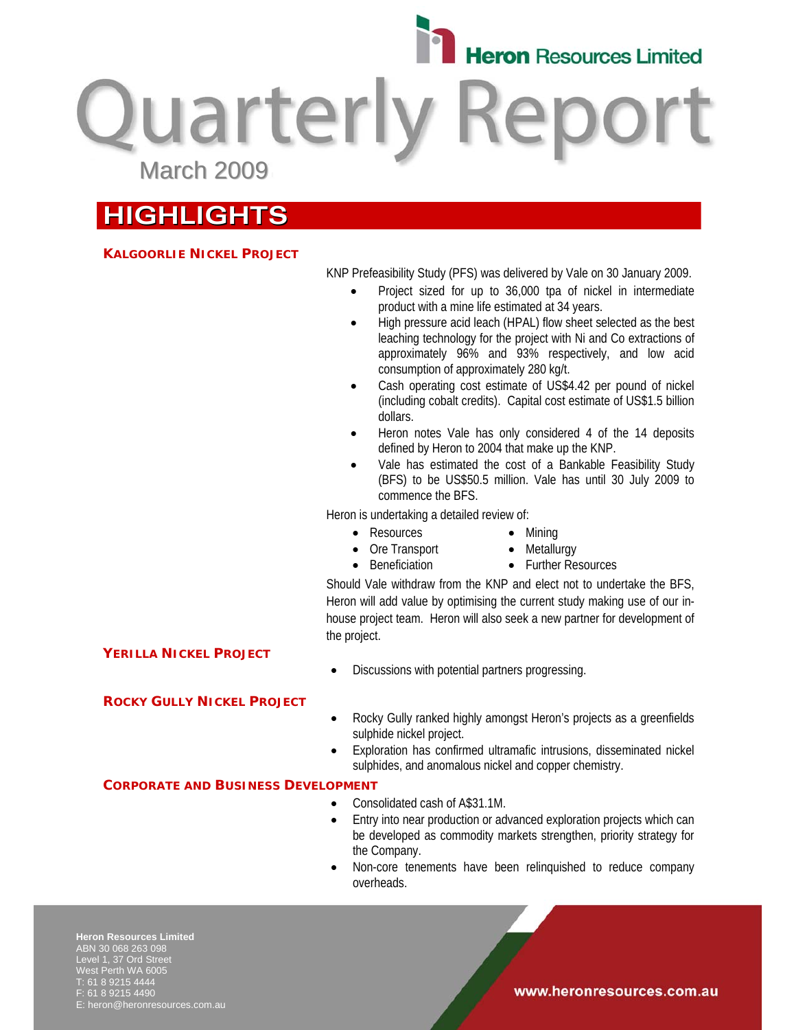Heron Resources Limited

# Quarterly Report

March 2009

## HIGHLIGHTS

### KALGOORLIE NICKEL PROJECT

KNP Prefeasibility Study (PFS) was delivered by Vale on 30 January 2009.

- Project sized for up to 36,000 tpa of nickel in intermediate product with a mine life estimated at 34 years.
- High pressure acid leach (HPAL) flow sheet selected as the best leaching technology for the project with Ni and Co extractions of approximately 96% and 93% respectively, and low acid consumption of approximately 280 kg/t.
- Cash operating cost estimate of US$4.42 per pound of nickel (including cobalt credits). Capital cost estimate of US$1.5 billion dollars.
- Heron notes Vale has only considered 4 of the 14 deposits defined by Heron to 2004 that make up the KNP.
- Vale has estimated the cost of a Bankable Feasibility Study (BFS) to be US$50.5 million. Vale has until 30 July 2009 to commence the BFS.

Heron is undertaking a detailed review of:

- Resources
- Ore Transport
- Beneficiation
- Mining
- Metallurgy
- Further Resources

Should Vale withdraw from the KNP and elect not to undertake the BFS, Heron will add value by optimising the current study making use of our in-house project team. Heron will also seek a new partner for development of the project.

### YERILLA NICKEL PROJECT

- Discussions with potential partners progressing.

### ROCKY GULLY NICKEL PROJECT

- Rocky Gully ranked highly amongst Heron's projects as a greenfields sulphide nickel project.
- Exploration has confirmed ultramafic intrusions, disseminated nickel sulphides, and anomalous nickel and copper chemistry.

### CORPORATE AND BUSINESS DEVELOPMENT

- Consolidated cash of A$31.1M.
- Entry into near production or advanced exploration projects which can be developed as commodity markets strengthen, priority strategy for the Company.
- Non-core tenements have been relinquished to reduce company overheads.

**Heron Resources Limited**
ABN 30 068 263 098
Level 1, 37 Ord Street
West Perth WA 6005
T: 61 8 9215 4444
F: 61 8 9215 4490
E: heron@heronresources.com.au

www.heronresources.com.au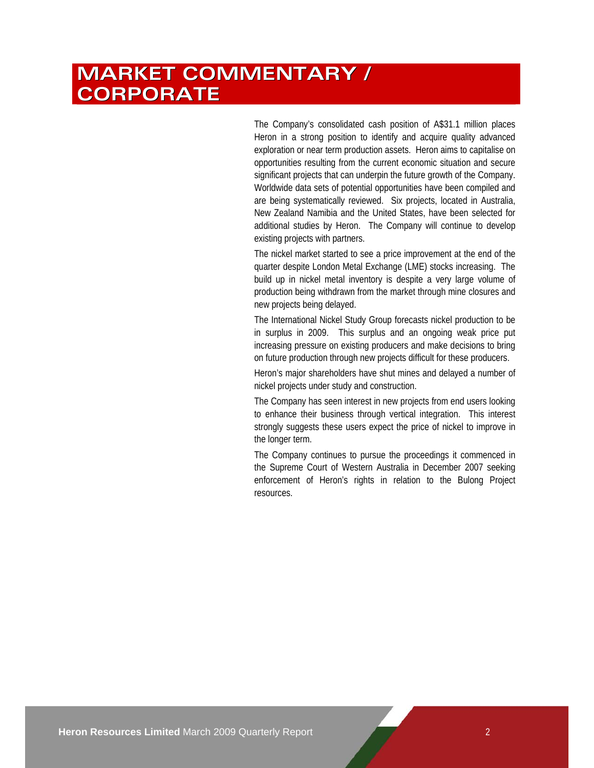# MARKET COMMENTARY / CORPORATE

The Company's consolidated cash position of A$31.1 million places Heron in a strong position to identify and acquire quality advanced exploration or near term production assets. Heron aims to capitalise on opportunities resulting from the current economic situation and secure significant projects that can underpin the future growth of the Company. Worldwide data sets of potential opportunities have been compiled and are being systematically reviewed. Six projects, located in Australia, New Zealand Namibia and the United States, have been selected for additional studies by Heron. The Company will continue to develop existing projects with partners.

The nickel market started to see a price improvement at the end of the quarter despite London Metal Exchange (LME) stocks increasing. The build up in nickel metal inventory is despite a very large volume of production being withdrawn from the market through mine closures and new projects being delayed.

The International Nickel Study Group forecasts nickel production to be in surplus in 2009. This surplus and an ongoing weak price put increasing pressure on existing producers and make decisions to bring on future production through new projects difficult for these producers.

Heron's major shareholders have shut mines and delayed a number of nickel projects under study and construction.

The Company has seen interest in new projects from end users looking to enhance their business through vertical integration. This interest strongly suggests these users expect the price of nickel to improve in the longer term.

The Company continues to pursue the proceedings it commenced in the Supreme Court of Western Australia in December 2007 seeking enforcement of Heron's rights in relation to the Bulong Project resources.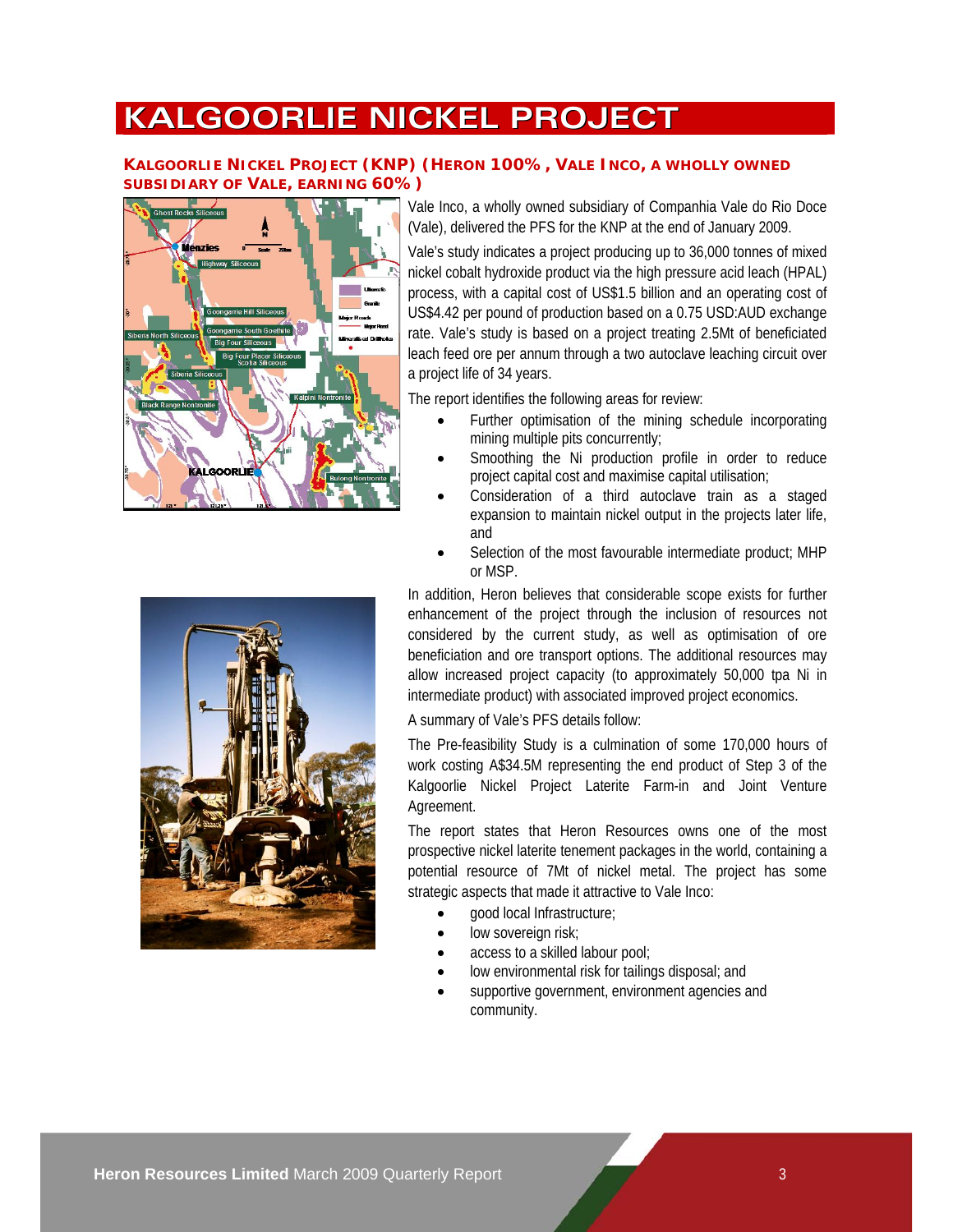# KALGOORLIE NICKEL PROJECT

## KALGOORLIE NICKEL PROJECT (KNP) (HERON 100%, VALE INCO, A WHOLLY OWNED SUBSIDIARY OF VALE, EARNING 60%)

Vale Inco, a wholly owned subsidiary of Companhia Vale do Rio Doce (Vale), delivered the PFS for the KNP at the end of January 2009.

Vale's study indicates a project producing up to 36,000 tonnes of mixed nickel cobalt hydroxide product via the high pressure acid leach (HPAL) process, with a capital cost of US$1.5 billion and an operating cost of US$4.42 per pound of production based on a 0.75 USD:AUD exchange rate. Vale's study is based on a project treating 2.5Mt of beneficiated leach feed ore per annum through a two autoclave leaching circuit over a project life of 34 years.

The report identifies the following areas for review:

- Further optimisation of the mining schedule incorporating mining multiple pits concurrently;
- Smoothing the Ni production profile in order to reduce project capital cost and maximise capital utilisation;
- Consideration of a third autoclave train as a staged expansion to maintain nickel output in the projects later life, and
- Selection of the most favourable intermediate product; MHP or MSP.

In addition, Heron believes that considerable scope exists for further enhancement of the project through the inclusion of resources not considered by the current study, as well as optimisation of ore beneficiation and ore transport options. The additional resources may allow increased project capacity (to approximately 50,000 tpa Ni in intermediate product) with associated improved project economics.

A summary of Vale's PFS details follow:

The Pre-feasibility Study is a culmination of some 170,000 hours of work costing A$34.5M representing the end product of Step 3 of the Kalgoorlie Nickel Project Laterite Farm-in and Joint Venture Agreement.

The report states that Heron Resources owns one of the most prospective nickel laterite tenement packages in the world, containing a potential resource of 7Mt of nickel metal. The project has some strategic aspects that made it attractive to Vale Inco:

- good local Infrastructure;
- low sovereign risk;
- access to a skilled labour pool;
- low environmental risk for tailings disposal; and
- supportive government, environment agencies and community.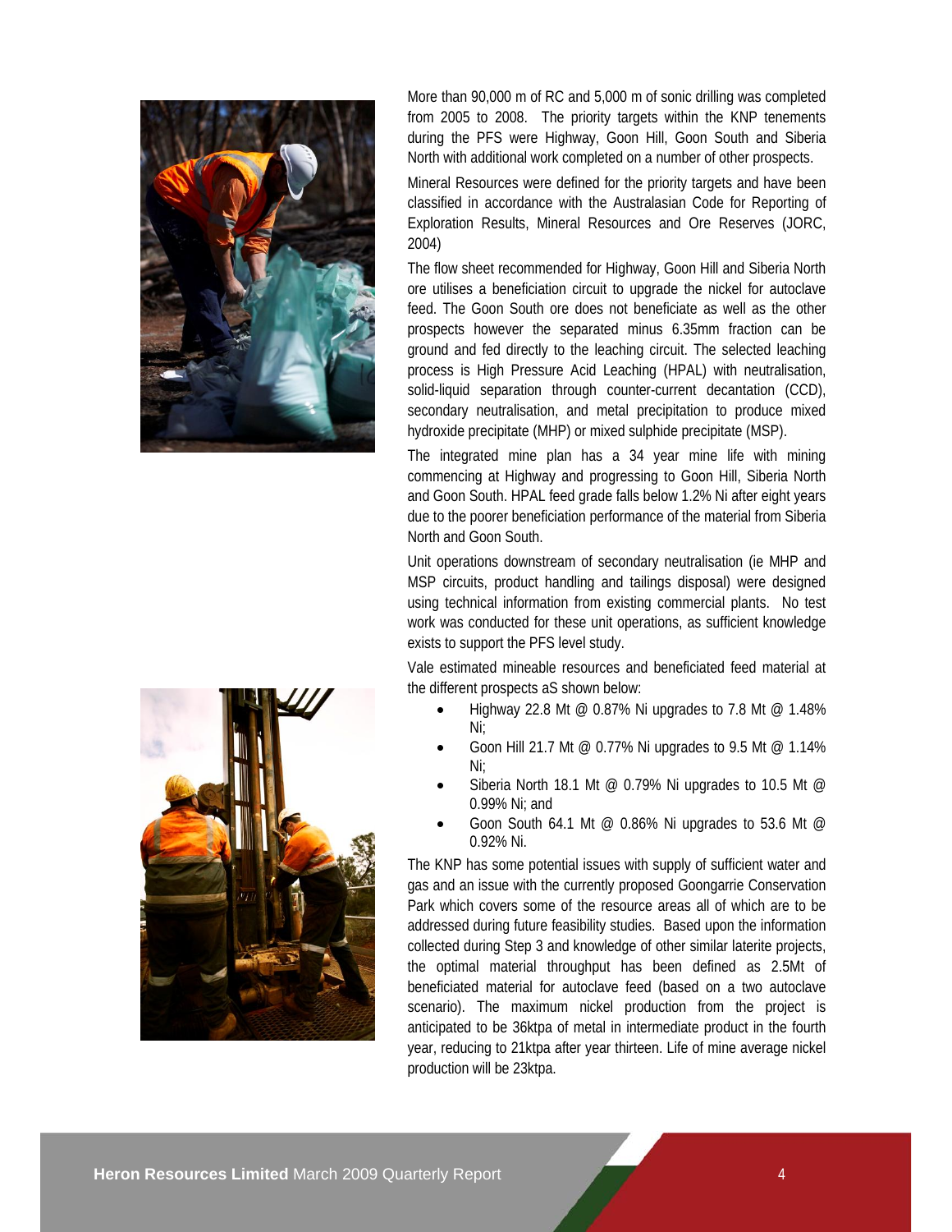More than 90,000 m of RC and 5,000 m of sonic drilling was completed from 2005 to 2008. The priority targets within the KNP tenements during the PFS were Highway, Goon Hill, Goon South and Siberia North with additional work completed on a number of other prospects.

Mineral Resources were defined for the priority targets and have been classified in accordance with the Australasian Code for Reporting of Exploration Results, Mineral Resources and Ore Reserves (JORC, 2004)

The flow sheet recommended for Highway, Goon Hill and Siberia North ore utilises a beneficiation circuit to upgrade the nickel for autoclave feed. The Goon South ore does not beneficiate as well as the other prospects however the separated minus 6.35mm fraction can be ground and fed directly to the leaching circuit. The selected leaching process is High Pressure Acid Leaching (HPAL) with neutralisation, solid-liquid separation through counter-current decantation (CCD), secondary neutralisation, and metal precipitation to produce mixed hydroxide precipitate (MHP) or mixed sulphide precipitate (MSP).

The integrated mine plan has a 34 year mine life with mining commencing at Highway and progressing to Goon Hill, Siberia North and Goon South. HPAL feed grade falls below 1.2% Ni after eight years due to the poorer beneficiation performance of the material from Siberia North and Goon South.

Unit operations downstream of secondary neutralisation (ie MHP and MSP circuits, product handling and tailings disposal) were designed using technical information from existing commercial plants. No test work was conducted for these unit operations, as sufficient knowledge exists to support the PFS level study.

Vale estimated mineable resources and beneficiated feed material at the different prospects aS shown below:

- Highway 22.8 Mt @ 0.87% Ni upgrades to 7.8 Mt @ 1.48% Ni;
- Goon Hill 21.7 Mt @ 0.77% Ni upgrades to 9.5 Mt @ 1.14% Ni;
- Siberia North 18.1 Mt @ 0.79% Ni upgrades to 10.5 Mt @ 0.99% Ni; and
- Goon South 64.1 Mt @ 0.86% Ni upgrades to 53.6 Mt @ 0.92% Ni.

The KNP has some potential issues with supply of sufficient water and gas and an issue with the currently proposed Goongarrie Conservation Park which covers some of the resource areas all of which are to be addressed during future feasibility studies. Based upon the information collected during Step 3 and knowledge of other similar laterite projects, the optimal material throughput has been defined as 2.5Mt of beneficiated material for autoclave feed (based on a two autoclave scenario). The maximum nickel production from the project is anticipated to be 36ktpa of metal in intermediate product in the fourth year, reducing to 21ktpa after year thirteen. Life of mine average nickel production will be 23ktpa.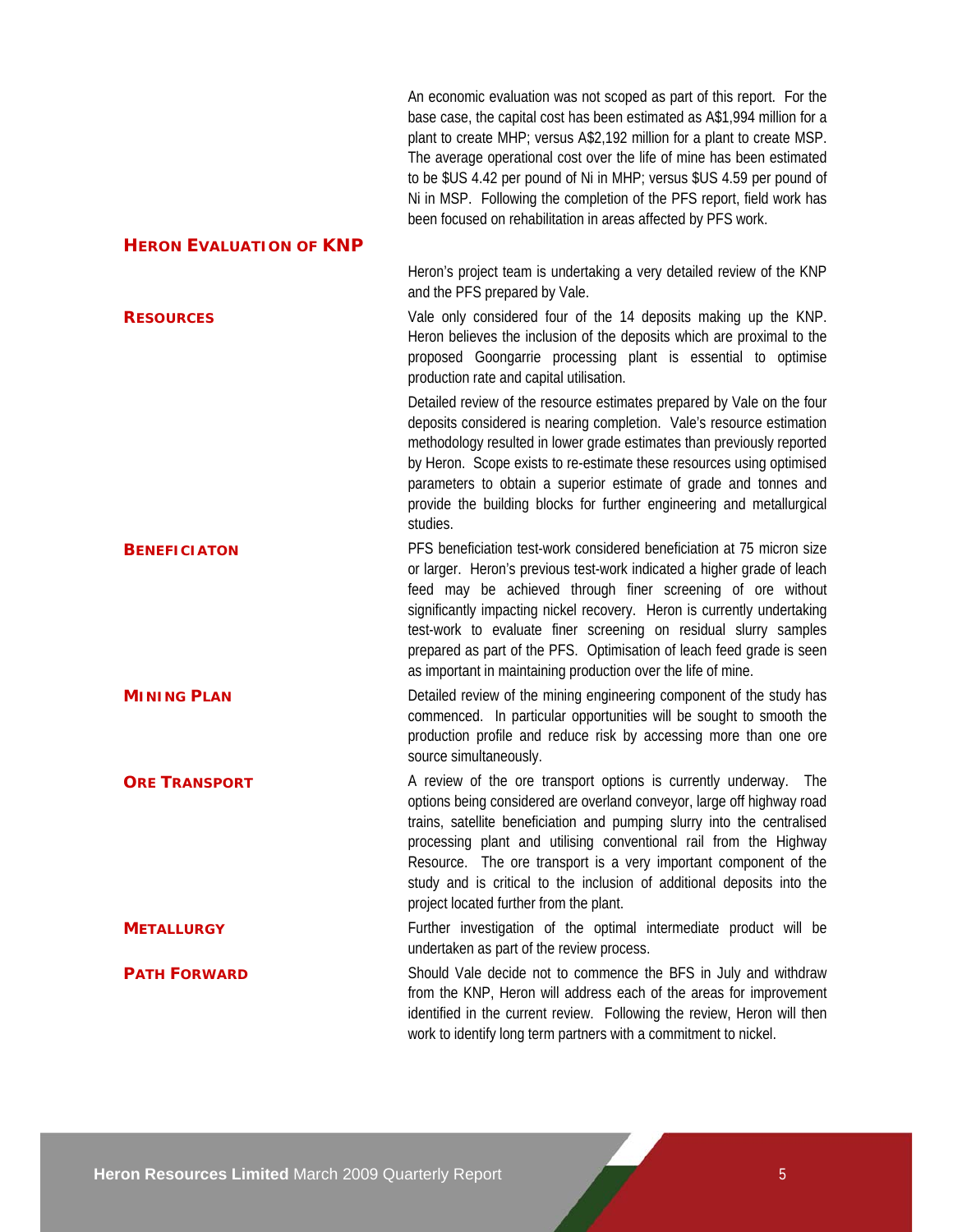An economic evaluation was not scoped as part of this report. For the base case, the capital cost has been estimated as A$1,994 million for a plant to create MHP; versus A$2,192 million for a plant to create MSP. The average operational cost over the life of mine has been estimated to be $US 4.42 per pound of Ni in MHP; versus $US 4.59 per pound of Ni in MSP. Following the completion of the PFS report, field work has been focused on rehabilitation in areas affected by PFS work.

## HERON EVALUATION OF KNP

Heron's project team is undertaking a very detailed review of the KNP and the PFS prepared by Vale.

### RESOURCES

Vale only considered four of the 14 deposits making up the KNP. Heron believes the inclusion of the deposits which are proximal to the proposed Goongarrie processing plant is essential to optimise production rate and capital utilisation.

Detailed review of the resource estimates prepared by Vale on the four deposits considered is nearing completion. Vale's resource estimation methodology resulted in lower grade estimates than previously reported by Heron. Scope exists to re-estimate these resources using optimised parameters to obtain a superior estimate of grade and tonnes and provide the building blocks for further engineering and metallurgical studies.

### BENEFICIATON

PFS beneficiation test-work considered beneficiation at 75 micron size or larger. Heron's previous test-work indicated a higher grade of leach feed may be achieved through finer screening of ore without significantly impacting nickel recovery. Heron is currently undertaking test-work to evaluate finer screening on residual slurry samples prepared as part of the PFS. Optimisation of leach feed grade is seen as important in maintaining production over the life of mine.

### MINING PLAN

Detailed review of the mining engineering component of the study has commenced. In particular opportunities will be sought to smooth the production profile and reduce risk by accessing more than one ore source simultaneously.

### ORE TRANSPORT

A review of the ore transport options is currently underway. The options being considered are overland conveyor, large off highway road trains, satellite beneficiation and pumping slurry into the centralised processing plant and utilising conventional rail from the Highway Resource. The ore transport is a very important component of the study and is critical to the inclusion of additional deposits into the project located further from the plant.

### METALLURGY

Further investigation of the optimal intermediate product will be undertaken as part of the review process.

### PATH FORWARD

Should Vale decide not to commence the BFS in July and withdraw from the KNP, Heron will address each of the areas for improvement identified in the current review. Following the review, Heron will then work to identify long term partners with a commitment to nickel.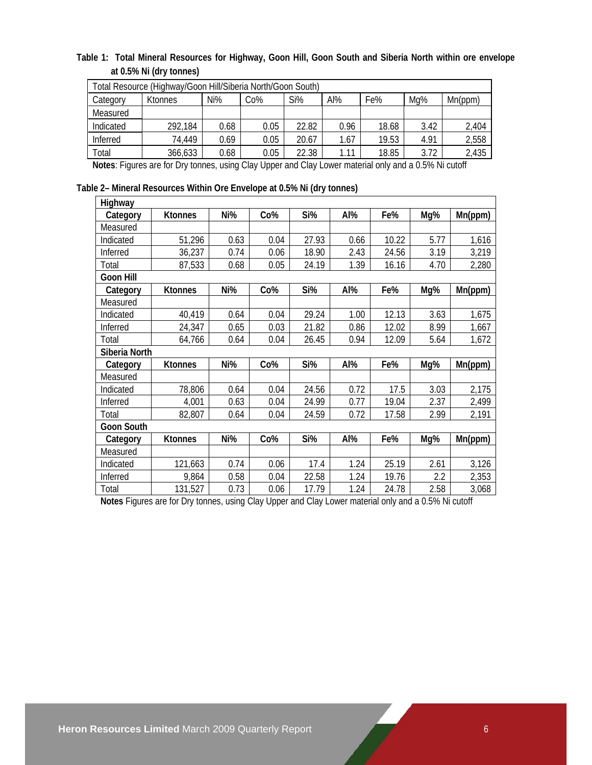**Table 1: Total Mineral Resources for Highway, Goon Hill, Goon South and Siberia North within ore envelope at 0.5% Ni (dry tonnes)**

| Total Resource (Highway/Goon Hill/Siberia North/Goon South) | | | | | | | | |
|---|---|---|---|---|---|---|---|---|
| Category | Ktonnes | Ni% | Co% | Si% | Al% | Fe% | Mg% | Mn(ppm) |
| Measured | | | | | | | | |
| Indicated | 292,184 | 0.68 | 0.05 | 22.82 | 0.96 | 18.68 | 3.42 | 2,404 |
| Inferred | 74,449 | 0.69 | 0.05 | 20.67 | 1.67 | 19.53 | 4.91 | 2,558 |
| Total | 366,633 | 0.68 | 0.05 | 22.38 | 1.11 | 18.85 | 3.72 | 2,435 |

**Notes**: Figures are for Dry tonnes, using Clay Upper and Clay Lower material only and a 0.5% Ni cutoff

**Table 2– Mineral Resources Within Ore Envelope at 0.5% Ni (dry tonnes)**

| **Highway** | | | | | | | | |
|---|---|---|---|---|---|---|---|---|
| **Category** | **Ktonnes** | **Ni%** | **Co%** | **Si%** | **Al%** | **Fe%** | **Mg%** | **Mn(ppm)** |
| Measured | | | | | | | | |
| Indicated | 51,296 | 0.63 | 0.04 | 27.93 | 0.66 | 10.22 | 5.77 | 1,616 |
| Inferred | 36,237 | 0.74 | 0.06 | 18.90 | 2.43 | 24.56 | 3.19 | 3,219 |
| Total | 87,533 | 0.68 | 0.05 | 24.19 | 1.39 | 16.16 | 4.70 | 2,280 |
| **Goon Hill** | | | | | | | | |
| **Category** | **Ktonnes** | **Ni%** | **Co%** | **Si%** | **Al%** | **Fe%** | **Mg%** | **Mn(ppm)** |
| Measured | | | | | | | | |
| Indicated | 40,419 | 0.64 | 0.04 | 29.24 | 1.00 | 12.13 | 3.63 | 1,675 |
| Inferred | 24,347 | 0.65 | 0.03 | 21.82 | 0.86 | 12.02 | 8.99 | 1,667 |
| Total | 64,766 | 0.64 | 0.04 | 26.45 | 0.94 | 12.09 | 5.64 | 1,672 |
| **Siberia North** | | | | | | | | |
| **Category** | **Ktonnes** | **Ni%** | **Co%** | **Si%** | **Al%** | **Fe%** | **Mg%** | **Mn(ppm)** |
| Measured | | | | | | | | |
| Indicated | 78,806 | 0.64 | 0.04 | 24.56 | 0.72 | 17.5 | 3.03 | 2,175 |
| Inferred | 4,001 | 0.63 | 0.04 | 24.99 | 0.77 | 19.04 | 2.37 | 2,499 |
| Total | 82,807 | 0.64 | 0.04 | 24.59 | 0.72 | 17.58 | 2.99 | 2,191 |
| **Goon South** | | | | | | | | |
| **Category** | **Ktonnes** | **Ni%** | **Co%** | **Si%** | **Al%** | **Fe%** | **Mg%** | **Mn(ppm)** |
| Measured | | | | | | | | |
| Indicated | 121,663 | 0.74 | 0.06 | 17.4 | 1.24 | 25.19 | 2.61 | 3,126 |
| Inferred | 9,864 | 0.58 | 0.04 | 22.58 | 1.24 | 19.76 | 2.2 | 2,353 |
| Total | 131,527 | 0.73 | 0.06 | 17.79 | 1.24 | 24.78 | 2.58 | 3,068 |

**Notes** Figures are for Dry tonnes, using Clay Upper and Clay Lower material only and a 0.5% Ni cutoff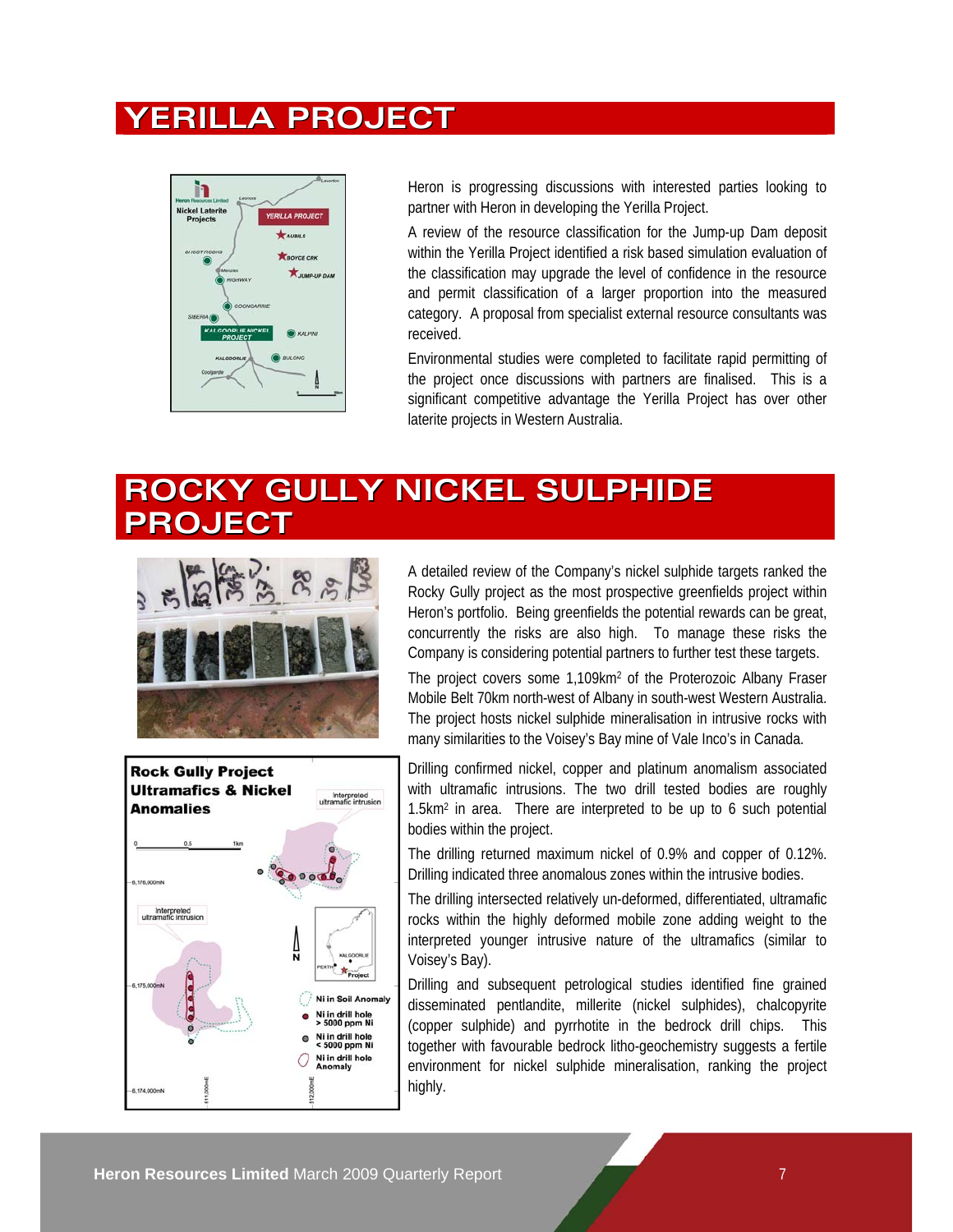# YERILLA PROJECT

Heron is progressing discussions with interested parties looking to partner with Heron in developing the Yerilla Project.

A review of the resource classification for the Jump-up Dam deposit within the Yerilla Project identified a risk based simulation evaluation of the classification may upgrade the level of confidence in the resource and permit classification of a larger proportion into the measured category. A proposal from specialist external resource consultants was received.

Environmental studies were completed to facilitate rapid permitting of the project once discussions with partners are finalised. This is a significant competitive advantage the Yerilla Project has over other laterite projects in Western Australia.

# ROCKY GULLY NICKEL SULPHIDE PROJECT

A detailed review of the Company's nickel sulphide targets ranked the Rocky Gully project as the most prospective greenfields project within Heron's portfolio. Being greenfields the potential rewards can be great, concurrently the risks are also high. To manage these risks the Company is considering potential partners to further test these targets.

The project covers some 1,109km$^2$ of the Proterozoic Albany Fraser Mobile Belt 70km north-west of Albany in south-west Western Australia. The project hosts nickel sulphide mineralisation in intrusive rocks with many similarities to the Voisey's Bay mine of Vale Inco's in Canada.

Drilling confirmed nickel, copper and platinum anomalism associated with ultramafic intrusions. The two drill tested bodies are roughly 1.5km$^2$ in area. There are interpreted to be up to 6 such potential bodies within the project.

The drilling returned maximum nickel of 0.9% and copper of 0.12%. Drilling indicated three anomalous zones within the intrusive bodies.

The drilling intersected relatively un-deformed, differentiated, ultramafic rocks within the highly deformed mobile zone adding weight to the interpreted younger intrusive nature of the ultramafics (similar to Voisey's Bay).

Drilling and subsequent petrological studies identified fine grained disseminated pentlandite, millerite (nickel sulphides), chalcopyrite (copper sulphide) and pyrrhotite in the bedrock drill chips. This together with favourable bedrock litho-geochemistry suggests a fertile environment for nickel sulphide mineralisation, ranking the project highly.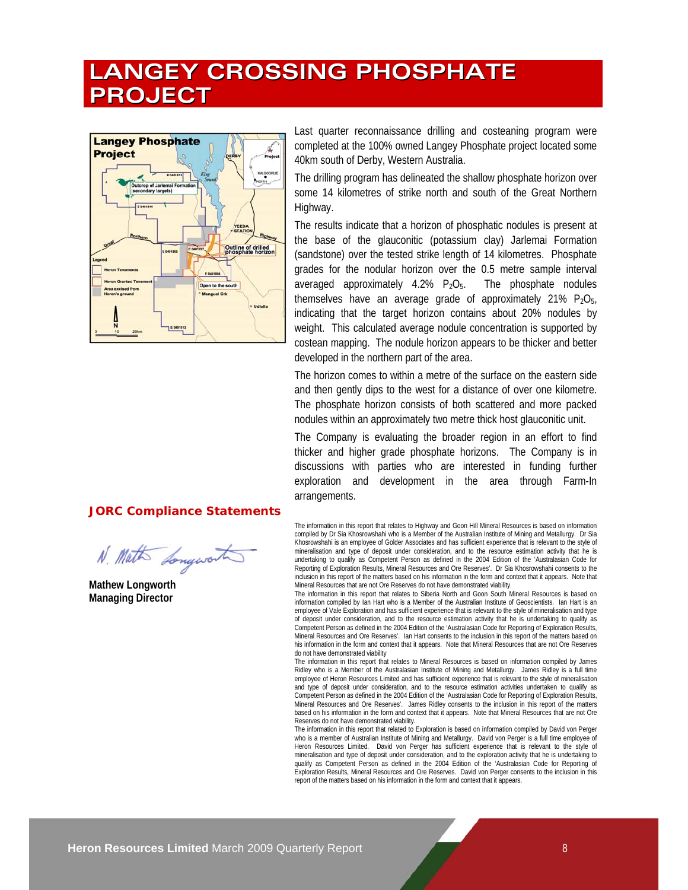# LANGEY CROSSING PHOSPHATE PROJECT

Last quarter reconnaissance drilling and costeaning program were completed at the 100% owned Langey Phosphate project located some 40km south of Derby, Western Australia.

The drilling program has delineated the shallow phosphate horizon over some 14 kilometres of strike north and south of the Great Northern Highway.

The results indicate that a horizon of phosphatic nodules is present at the base of the glauconitic (potassium clay) Jarlemai Formation (sandstone) over the tested strike length of 14 kilometres. Phosphate grades for the nodular horizon over the 0.5 metre sample interval averaged approximately 4.2% $P_2O_5$. The phosphate nodules themselves have an average grade of approximately 21% $P_2O_5$, indicating that the target horizon contains about 20% nodules by weight. This calculated average nodule concentration is supported by costean mapping. The nodule horizon appears to be thicker and better developed in the northern part of the area.

The horizon comes to within a metre of the surface on the eastern side and then gently dips to the west for a distance of over one kilometre. The phosphate horizon consists of both scattered and more packed nodules within an approximately two metre thick host glauconitic unit.

The Company is evaluating the broader region in an effort to find thicker and higher grade phosphate horizons. The Company is in discussions with parties who are interested in funding further exploration and development in the area through Farm-In arrangements.

## JORC Compliance Statements

The information in this report that relates to Highway and Goon Hill Mineral Resources is based on information compiled by Dr Sia Khosrowshahi who is a Member of the Australian Institute of Mining and Metallurgy. Dr Sia Khosrowshahi is an employee of Golder Associates and has sufficient experience that is relevant to the style of mineralisation and type of deposit under consideration, and to the resource estimation activity that he is undertaking to qualify as Competent Person as defined in the 2004 Edition of the 'Australasian Code for Reporting of Exploration Results, Mineral Resources and Ore Reserves'. Dr Sia Khosrowshahi consents to the inclusion in this report of the matters based on his information in the form and context that it appears. Note that Mineral Resources that are not Ore Reserves do not have demonstrated viability.

The information in this report that relates to Siberia North and Goon South Mineral Resources is based on information compiled by Ian Hart who is a Member of the Australian Institute of Geoscientists. Ian Hart is an employee of Vale Exploration and has sufficient experience that is relevant to the style of mineralisation and type of deposit under consideration and to the resource estimation activity that he is undertaking to qualify as Competent Person as defined in the 2004 Edition of the 'Australasian Code for Reporting of Exploration Results, Mineral Resources and Ore Reserves'. Ian Hart consents to the inclusion in this report of the matters based on his information in the form and context that it appears. Note that Mineral Resources that are not Ore Reserves do not have demonstrated viability

The information in this report that relates to Mineral Resources is based on information compiled by James Ridley who is a Member of the Australasian Institute of Mining and Metallurgy. James Ridley is a full time employee of Heron Resources Limited and has sufficient experience that is relevant to the style of mineralisation and type of deposit under consideration, and to the resource estimation activities undertaken to qualify as Competent Person as defined in the 2004 Edition of the 'Australasian Code for Reporting of Exploration Results, Mineral Resources and Ore Reserves'. James Ridley consents to the inclusion in this report of the matters based on his information in the form and context that it appears. Note that Mineral Resources that are not Ore Reserves do not have demonstrated viability.

The information in this report that related to Exploration is based on information compiled by David von Perger who is a member of Australian Institute of Mining and Metallurgy. David von Perger is a full time employee of Heron Resources Limited. David von Perger has sufficient experience that is relevant to the style of mineralisation and type of deposit under consideration, and to the exploration activity that he is undertaking to qualify as Competent Person as defined in the 2004 Edition of the 'Australasian Code for Reporting of Exploration Results, Mineral Resources and Ore Reserves. David von Perger consents to the inclusion in this report of the matters based on his information in the form and context that it appears.

**Mathew Longworth**
**Managing Director**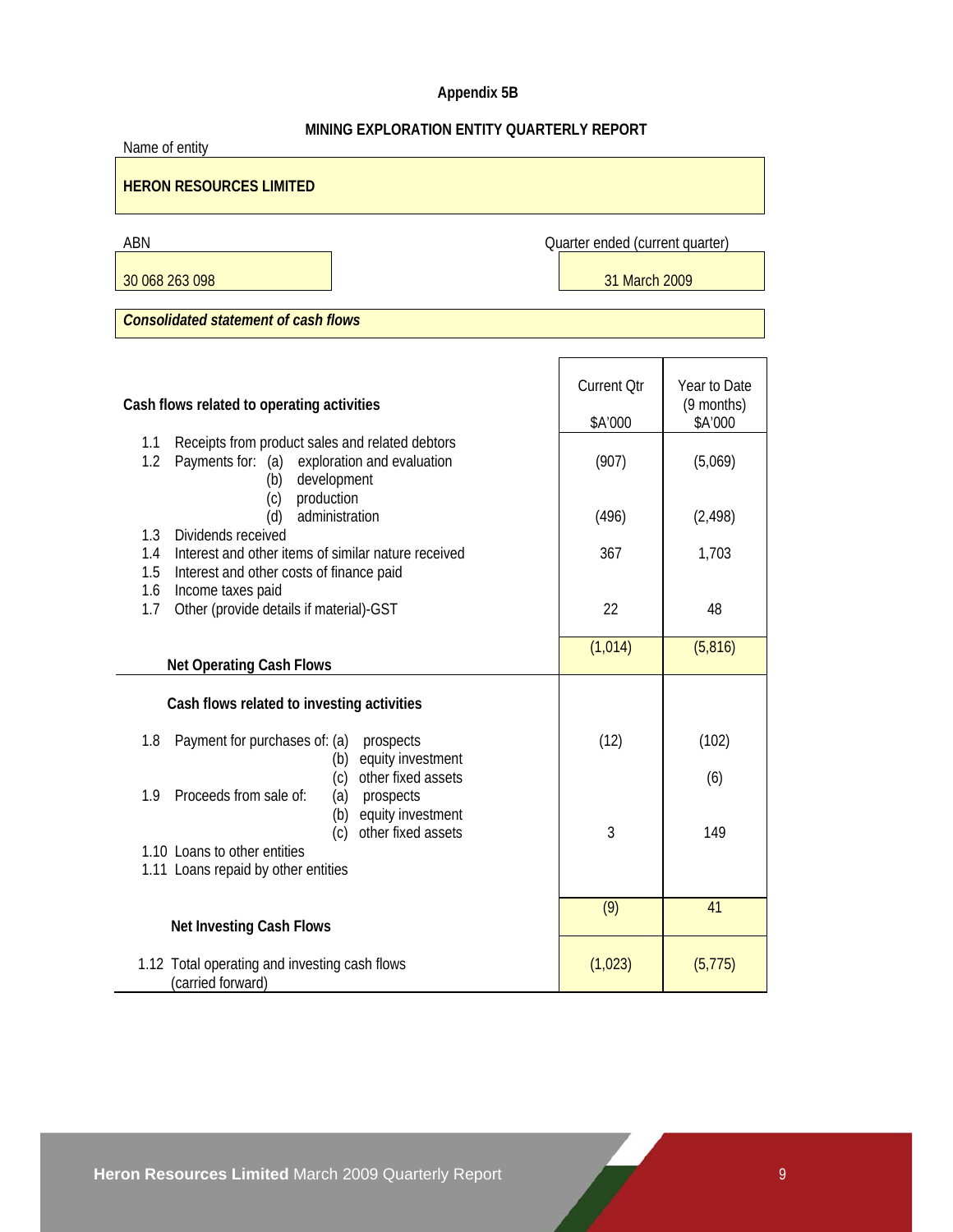**Appendix 5B**

**MINING EXPLORATION ENTITY QUARTERLY REPORT**

Name of entity

**HERON RESOURCES LIMITED**

| ABN | Quarter ended (current quarter) |
|---|---|
| 30 068 263 098 | 31 March 2009 |

***Consolidated statement of cash flows***

| **Cash flows related to operating activities** | Current Qtr $A'000 | Year to Date (9 months) $A'000 |
|---|---|---|
| 1.1 Receipts from product sales and related debtors | | |
| 1.2 Payments for: (a) exploration and evaluation | (907) | (5,069) |
| (b) development | | |
| (c) production | | |
| (d) administration | (496) | (2,498) |
| 1.3 Dividends received | | |
| 1.4 Interest and other items of similar nature received | 367 | 1,703 |
| 1.5 Interest and other costs of finance paid | | |
| 1.6 Income taxes paid | | |
| 1.7 Other (provide details if material)-GST | 22 | 48 |
| **Net Operating Cash Flows** | (1,014) | (5,816) |
| **Cash flows related to investing activities** | | |
| 1.8 Payment for purchases of: (a) prospects | (12) | (102) |
| (b) equity investment | | |
| (c) other fixed assets | | (6) |
| 1.9 Proceeds from sale of: (a) prospects | | |
| (b) equity investment | | |
| (c) other fixed assets | 3 | 149 |
| 1.10 Loans to other entities | | |
| 1.11 Loans repaid by other entities | | |
| **Net Investing Cash Flows** | (9) | 41 |
| 1.12 Total operating and investing cash flows (carried forward) | (1,023) | (5,775) |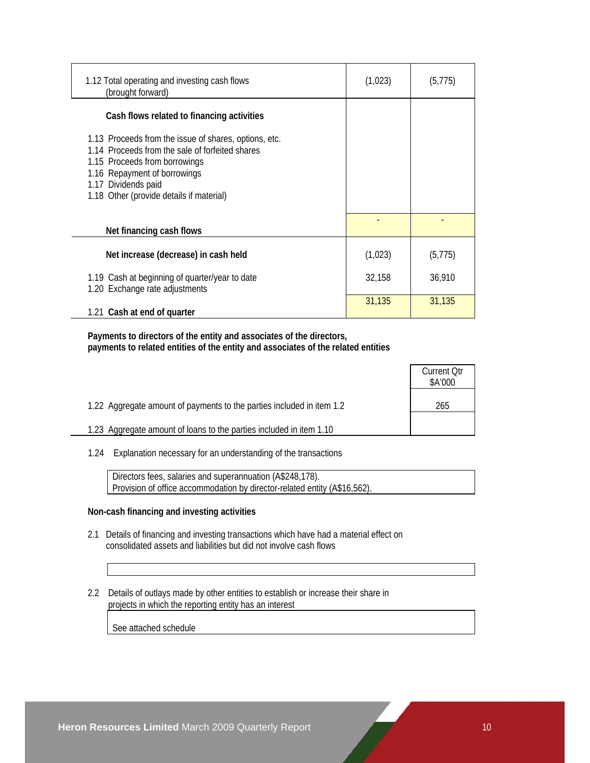| | Current quarter | Year to date |
|---|---|---|
| 1.12 Total operating and investing cash flows (brought forward) | (1,023) | (5,775) |
| **Cash flows related to financing activities** | | |
| 1.13 Proceeds from the issue of shares, options, etc. | | |
| 1.14 Proceeds from the sale of forfeited shares | | |
| 1.15 Proceeds from borrowings | | |
| 1.16 Repayment of borrowings | | |
| 1.17 Dividends paid | | |
| 1.18 Other (provide details if material) | | |
| **Net financing cash flows** | - | - |
| **Net increase (decrease) in cash held** | (1,023) | (5,775) |
| 1.19 Cash at beginning of quarter/year to date | 32,158 | 36,910 |
| 1.20 Exchange rate adjustments | | |
| 1.21 **Cash at end of quarter** | 31,135 | 31,135 |

**Payments to directors of the entity and associates of the directors, payments to related entities of the entity and associates of the related entities**

| | Current Qtr $A'000 |
|---|---|
| 1.22 Aggregate amount of payments to the parties included in item 1.2 | 265 |
| 1.23 Aggregate amount of loans to the parties included in item 1.10 | |

1.24 Explanation necessary for an understanding of the transactions

Directors fees, salaries and superannuation (A$248,178).
Provision of office accommodation by director-related entity (A$16,562).

**Non-cash financing and investing activities**

2.1 Details of financing and investing transactions which have had a material effect on consolidated assets and liabilities but did not involve cash flows

2.2 Details of outlays made by other entities to establish or increase their share in projects in which the reporting entity has an interest

See attached schedule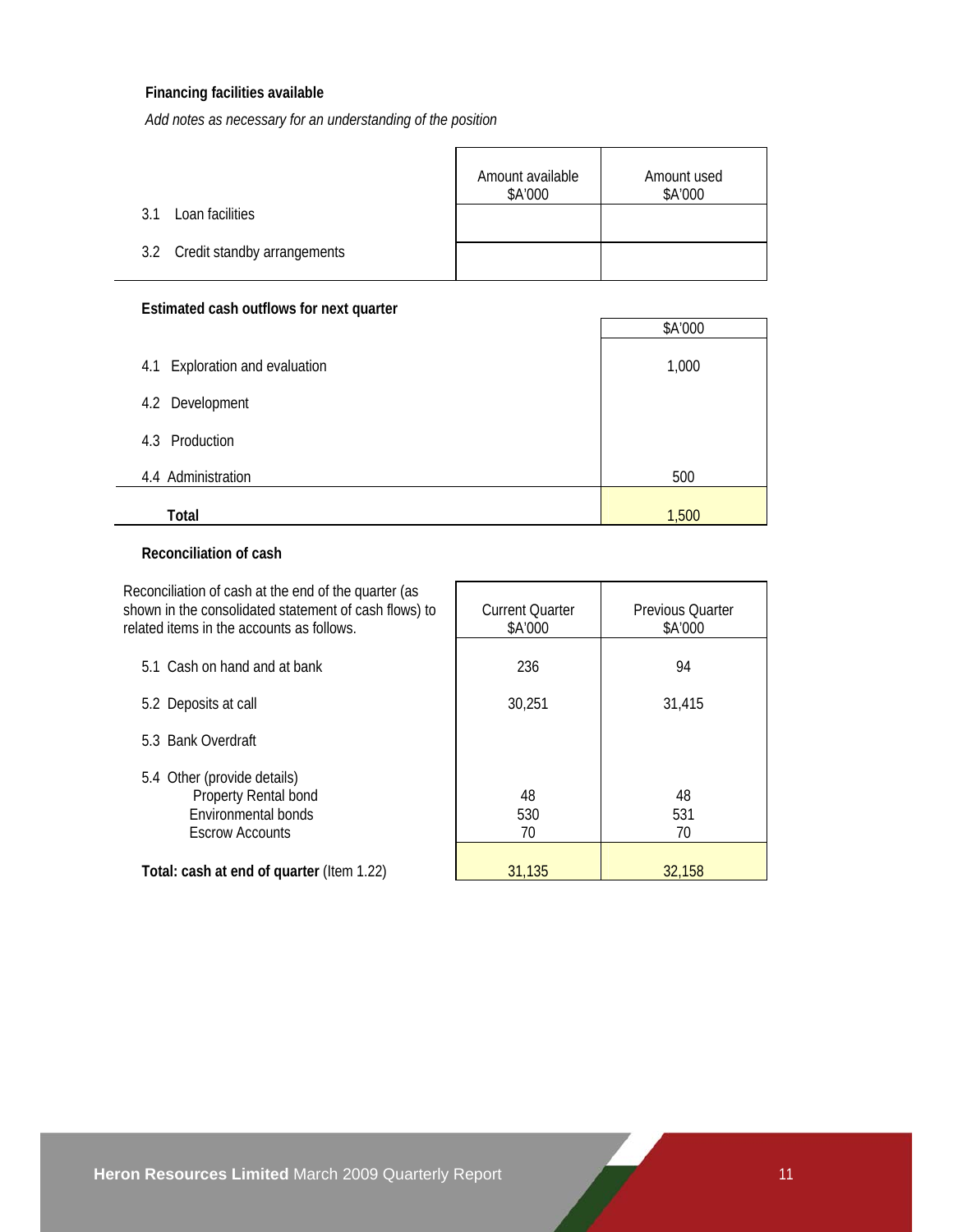### Financing facilities available

*Add notes as necessary for an understanding of the position*

| | Amount available $A'000 | Amount used $A'000 |
|---|---|---|
| 3.1 Loan facilities | | |
| 3.2 Credit standby arrangements | | |

### Estimated cash outflows for next quarter

| | $A'000 |
|---|---|
| 4.1 Exploration and evaluation | 1,000 |
| 4.2 Development | |
| 4.3 Production | |
| 4.4 Administration | 500 |
| **Total** | 1,500 |

### Reconciliation of cash

| Reconciliation of cash at the end of the quarter (as shown in the consolidated statement of cash flows) to related items in the accounts as follows. | Current Quarter $A'000 | Previous Quarter $A'000 |
|---|---|---|
| 5.1 Cash on hand and at bank | 236 | 94 |
| 5.2 Deposits at call | 30,251 | 31,415 |
| 5.3 Bank Overdraft | | |
| 5.4 Other (provide details) | | |
| Property Rental bond | 48 | 48 |
| Environmental bonds | 530 | 531 |
| Escrow Accounts | 70 | 70 |
| **Total: cash at end of quarter** (Item 1.22) | 31,135 | 32,158 |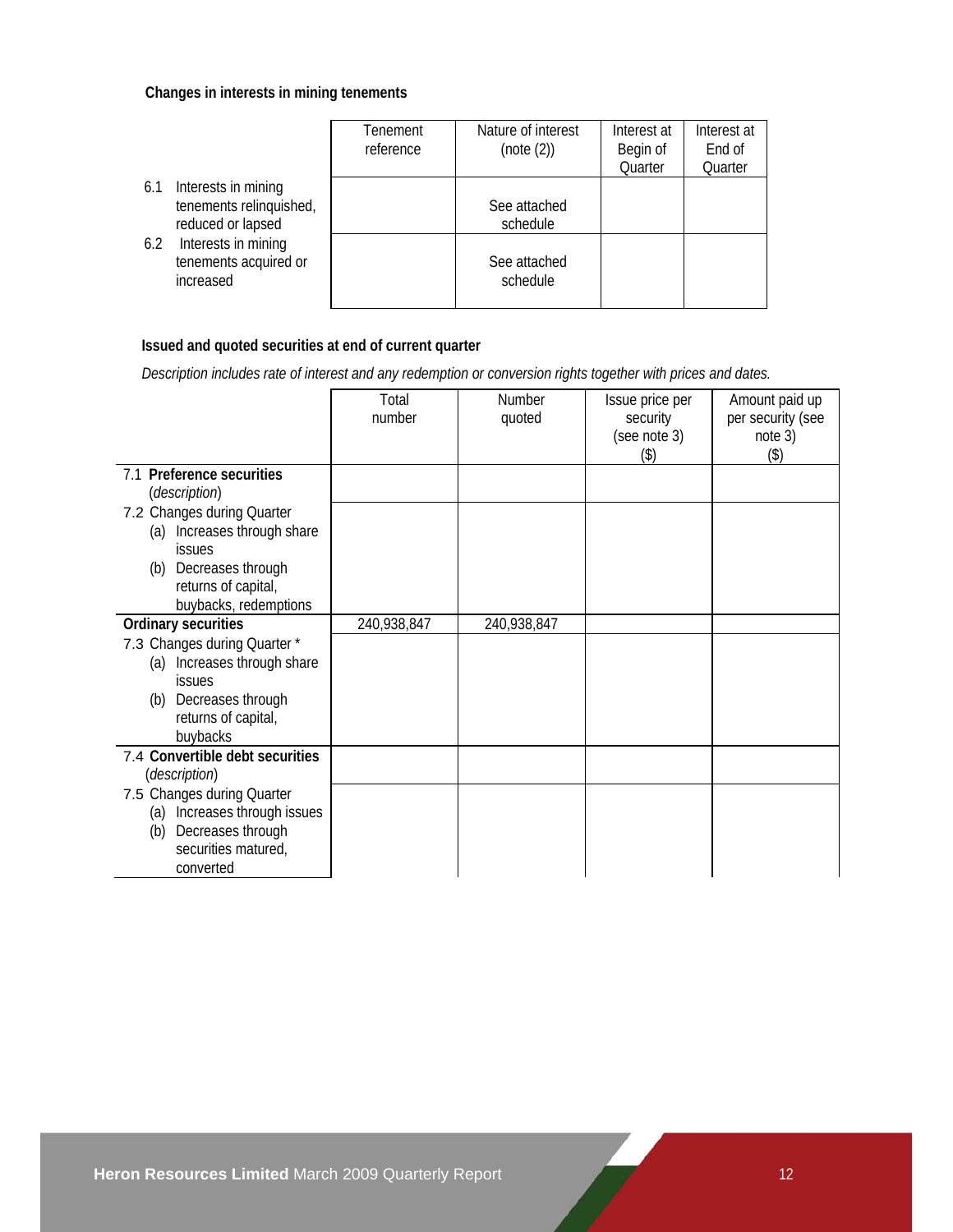**Changes in interests in mining tenements**

| | Tenement reference | Nature of interest (note (2)) | Interest at Begin of Quarter | Interest at End of Quarter |
|---|---|---|---|---|
| 6.1 Interests in mining tenements relinquished, reduced or lapsed | | See attached schedule | | |
| 6.2 Interests in mining tenements acquired or increased | | See attached schedule | | |

**Issued and quoted securities at end of current quarter**

*Description includes rate of interest and any redemption or conversion rights together with prices and dates.*

| | Total number | Number quoted | Issue price per security (see note 3) ($) | Amount paid up per security (see note 3) ($) |
|---|---|---|---|---|
| 7.1 **Preference securities** (*description*) | | | | |
| 7.2 Changes during Quarter (a) Increases through share issues (b) Decreases through returns of capital, buybacks, redemptions | | | | |
| **Ordinary securities** | 240,938,847 | 240,938,847 | | |
| 7.3 Changes during Quarter * (a) Increases through share issues (b) Decreases through returns of capital, buybacks | | | | |
| 7.4 **Convertible debt securities** (*description*) | | | | |
| 7.5 Changes during Quarter (a) Increases through issues (b) Decreases through securities matured, converted | | | | |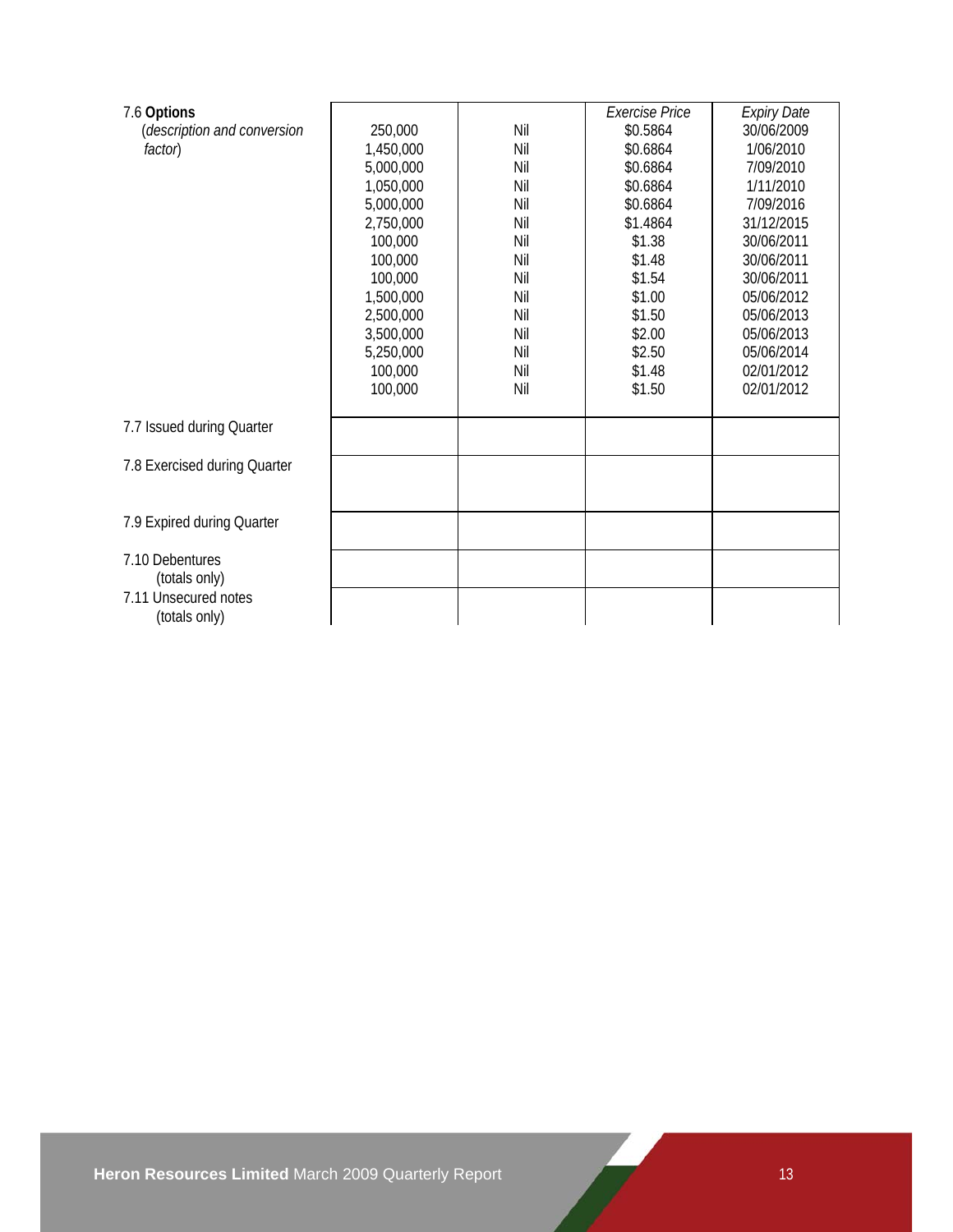| 7.6 **Options** (*description and conversion factor*) | | | *Exercise Price* | *Expiry Date* |
|---|---|---|---|---|
| | 250,000 | Nil | $0.5864 | 30/06/2009 |
| | 1,450,000 | Nil | $0.6864 | 1/06/2010 |
| | 5,000,000 | Nil | $0.6864 | 7/09/2010 |
| | 1,050,000 | Nil | $0.6864 | 1/11/2010 |
| | 5,000,000 | Nil | $0.6864 | 7/09/2016 |
| | 2,750,000 | Nil | $1.4864 | 31/12/2015 |
| | 100,000 | Nil | $1.38 | 30/06/2011 |
| | 100,000 | Nil | $1.48 | 30/06/2011 |
| | 100,000 | Nil | $1.54 | 30/06/2011 |
| | 1,500,000 | Nil | $1.00 | 05/06/2012 |
| | 2,500,000 | Nil | $1.50 | 05/06/2013 |
| | 3,500,000 | Nil | $2.00 | 05/06/2013 |
| | 5,250,000 | Nil | $2.50 | 05/06/2014 |
| | 100,000 | Nil | $1.48 | 02/01/2012 |
| | 100,000 | Nil | $1.50 | 02/01/2012 |
| 7.7 Issued during Quarter | | | | |
| 7.8 Exercised during Quarter | | | | |
| 7.9 Expired during Quarter | | | | |
| 7.10 Debentures (totals only) | | | | |
| 7.11 Unsecured notes (totals only) | | | | |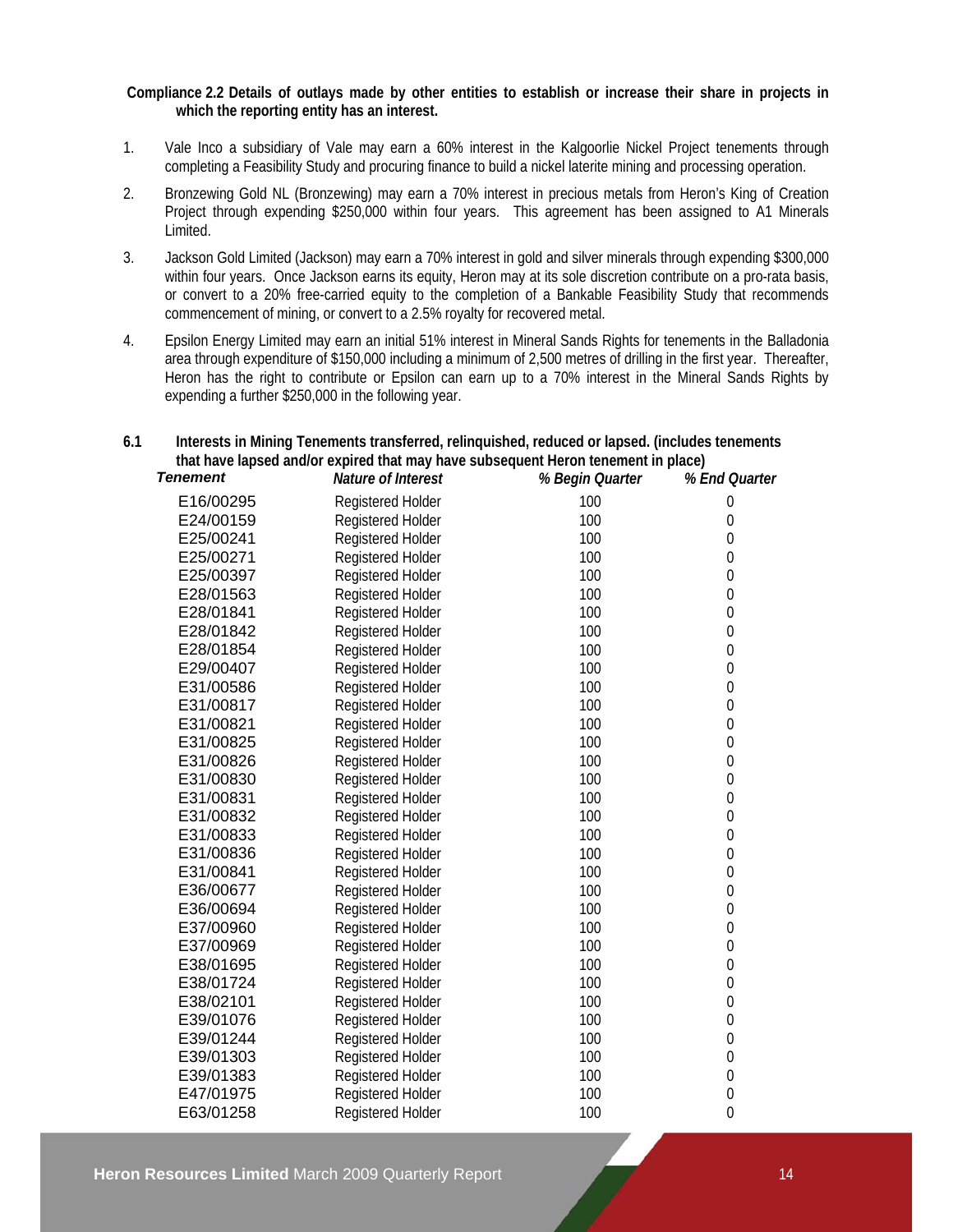**Compliance 2.2 Details of outlays made by other entities to establish or increase their share in projects in which the reporting entity has an interest.**

1. Vale Inco a subsidiary of Vale may earn a 60% interest in the Kalgoorlie Nickel Project tenements through completing a Feasibility Study and procuring finance to build a nickel laterite mining and processing operation.
2. Bronzewing Gold NL (Bronzewing) may earn a 70% interest in precious metals from Heron's King of Creation Project through expending \$250,000 within four years. This agreement has been assigned to A1 Minerals Limited.
3. Jackson Gold Limited (Jackson) may earn a 70% interest in gold and silver minerals through expending \$300,000 within four years. Once Jackson earns its equity, Heron may at its sole discretion contribute on a pro-rata basis, or convert to a 20% free-carried equity to the completion of a Bankable Feasibility Study that recommends commencement of mining, or convert to a 2.5% royalty for recovered metal.
4. Epsilon Energy Limited may earn an initial 51% interest in Mineral Sands Rights for tenements in the Balladonia area through expenditure of \$150,000 including a minimum of 2,500 metres of drilling in the first year. Thereafter, Heron has the right to contribute or Epsilon can earn up to a 70% interest in the Mineral Sands Rights by expending a further \$250,000 in the following year.

**6.1 Interests in Mining Tenements transferred, relinquished, reduced or lapsed. (includes tenements that have lapsed and/or expired that may have subsequent Heron tenement in place)**

| *Tenement* | *Nature of Interest* | *% Begin Quarter* | *% End Quarter* |
|---|---|---|---|
| E16/00295 | Registered Holder | 100 | 0 |
| E24/00159 | Registered Holder | 100 | 0 |
| E25/00241 | Registered Holder | 100 | 0 |
| E25/00271 | Registered Holder | 100 | 0 |
| E25/00397 | Registered Holder | 100 | 0 |
| E28/01563 | Registered Holder | 100 | 0 |
| E28/01841 | Registered Holder | 100 | 0 |
| E28/01842 | Registered Holder | 100 | 0 |
| E28/01854 | Registered Holder | 100 | 0 |
| E29/00407 | Registered Holder | 100 | 0 |
| E31/00586 | Registered Holder | 100 | 0 |
| E31/00817 | Registered Holder | 100 | 0 |
| E31/00821 | Registered Holder | 100 | 0 |
| E31/00825 | Registered Holder | 100 | 0 |
| E31/00826 | Registered Holder | 100 | 0 |
| E31/00830 | Registered Holder | 100 | 0 |
| E31/00831 | Registered Holder | 100 | 0 |
| E31/00832 | Registered Holder | 100 | 0 |
| E31/00833 | Registered Holder | 100 | 0 |
| E31/00836 | Registered Holder | 100 | 0 |
| E31/00841 | Registered Holder | 100 | 0 |
| E36/00677 | Registered Holder | 100 | 0 |
| E36/00694 | Registered Holder | 100 | 0 |
| E37/00960 | Registered Holder | 100 | 0 |
| E37/00969 | Registered Holder | 100 | 0 |
| E38/01695 | Registered Holder | 100 | 0 |
| E38/01724 | Registered Holder | 100 | 0 |
| E38/02101 | Registered Holder | 100 | 0 |
| E39/01076 | Registered Holder | 100 | 0 |
| E39/01244 | Registered Holder | 100 | 0 |
| E39/01303 | Registered Holder | 100 | 0 |
| E39/01383 | Registered Holder | 100 | 0 |
| E47/01975 | Registered Holder | 100 | 0 |
| E63/01258 | Registered Holder | 100 | 0 |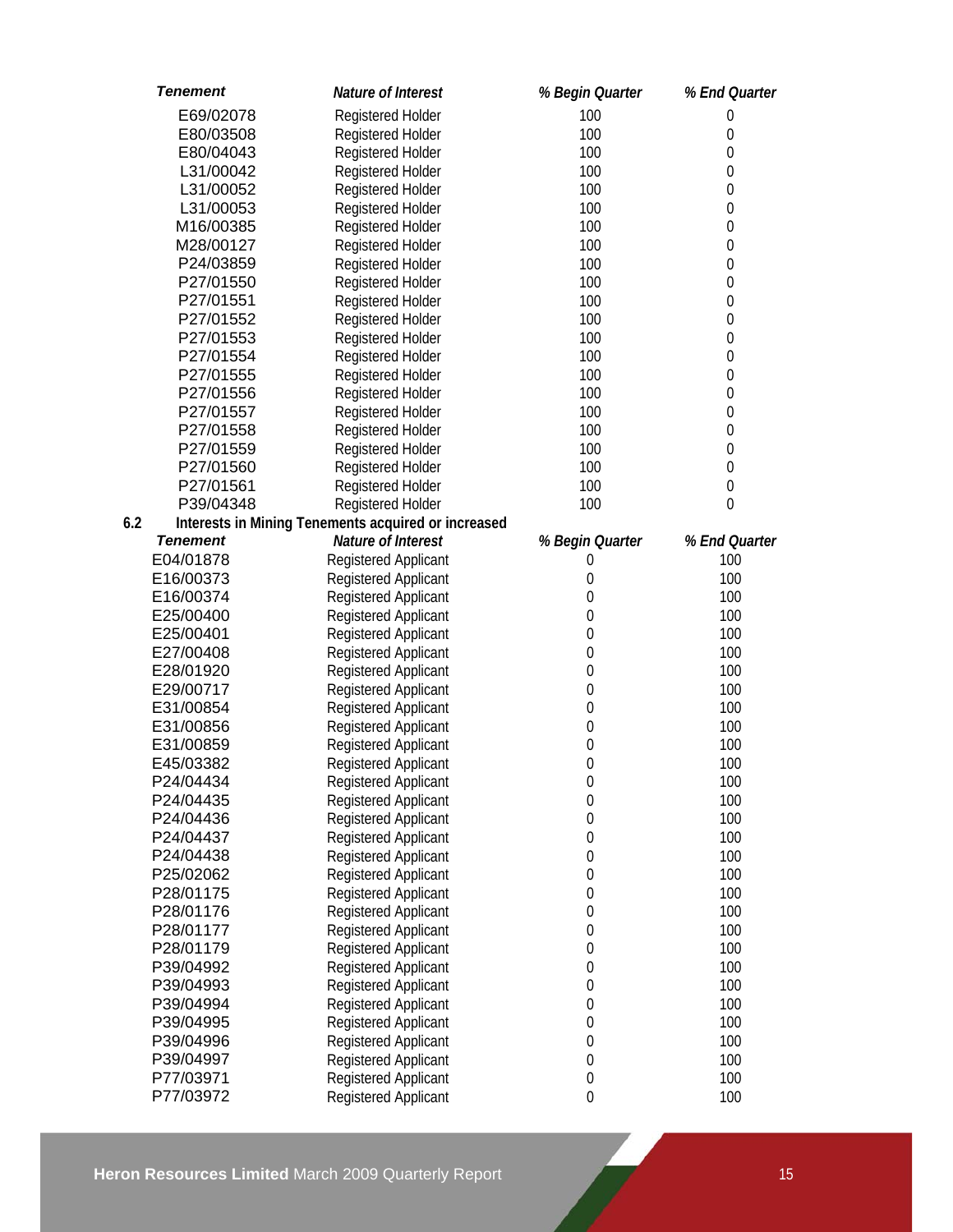| Tenement | Nature of Interest | % Begin Quarter | % End Quarter |
|---|---|---|---|
| E69/02078 | Registered Holder | 100 | 0 |
| E80/03508 | Registered Holder | 100 | 0 |
| E80/04043 | Registered Holder | 100 | 0 |
| L31/00042 | Registered Holder | 100 | 0 |
| L31/00052 | Registered Holder | 100 | 0 |
| L31/00053 | Registered Holder | 100 | 0 |
| M16/00385 | Registered Holder | 100 | 0 |
| M28/00127 | Registered Holder | 100 | 0 |
| P24/03859 | Registered Holder | 100 | 0 |
| P27/01550 | Registered Holder | 100 | 0 |
| P27/01551 | Registered Holder | 100 | 0 |
| P27/01552 | Registered Holder | 100 | 0 |
| P27/01553 | Registered Holder | 100 | 0 |
| P27/01554 | Registered Holder | 100 | 0 |
| P27/01555 | Registered Holder | 100 | 0 |
| P27/01556 | Registered Holder | 100 | 0 |
| P27/01557 | Registered Holder | 100 | 0 |
| P27/01558 | Registered Holder | 100 | 0 |
| P27/01559 | Registered Holder | 100 | 0 |
| P27/01560 | Registered Holder | 100 | 0 |
| P27/01561 | Registered Holder | 100 | 0 |
| P39/04348 | Registered Holder | 100 | 0 |

**6.2 Interests in Mining Tenements acquired or increased**

| Tenement | Nature of Interest | % Begin Quarter | % End Quarter |
|---|---|---|---|
| E04/01878 | Registered Applicant | 0 | 100 |
| E16/00373 | Registered Applicant | 0 | 100 |
| E16/00374 | Registered Applicant | 0 | 100 |
| E25/00400 | Registered Applicant | 0 | 100 |
| E25/00401 | Registered Applicant | 0 | 100 |
| E27/00408 | Registered Applicant | 0 | 100 |
| E28/01920 | Registered Applicant | 0 | 100 |
| E29/00717 | Registered Applicant | 0 | 100 |
| E31/00854 | Registered Applicant | 0 | 100 |
| E31/00856 | Registered Applicant | 0 | 100 |
| E31/00859 | Registered Applicant | 0 | 100 |
| E45/03382 | Registered Applicant | 0 | 100 |
| P24/04434 | Registered Applicant | 0 | 100 |
| P24/04435 | Registered Applicant | 0 | 100 |
| P24/04436 | Registered Applicant | 0 | 100 |
| P24/04437 | Registered Applicant | 0 | 100 |
| P24/04438 | Registered Applicant | 0 | 100 |
| P25/02062 | Registered Applicant | 0 | 100 |
| P28/01175 | Registered Applicant | 0 | 100 |
| P28/01176 | Registered Applicant | 0 | 100 |
| P28/01177 | Registered Applicant | 0 | 100 |
| P28/01179 | Registered Applicant | 0 | 100 |
| P39/04992 | Registered Applicant | 0 | 100 |
| P39/04993 | Registered Applicant | 0 | 100 |
| P39/04994 | Registered Applicant | 0 | 100 |
| P39/04995 | Registered Applicant | 0 | 100 |
| P39/04996 | Registered Applicant | 0 | 100 |
| P39/04997 | Registered Applicant | 0 | 100 |
| P77/03971 | Registered Applicant | 0 | 100 |
| P77/03972 | Registered Applicant | 0 | 100 |